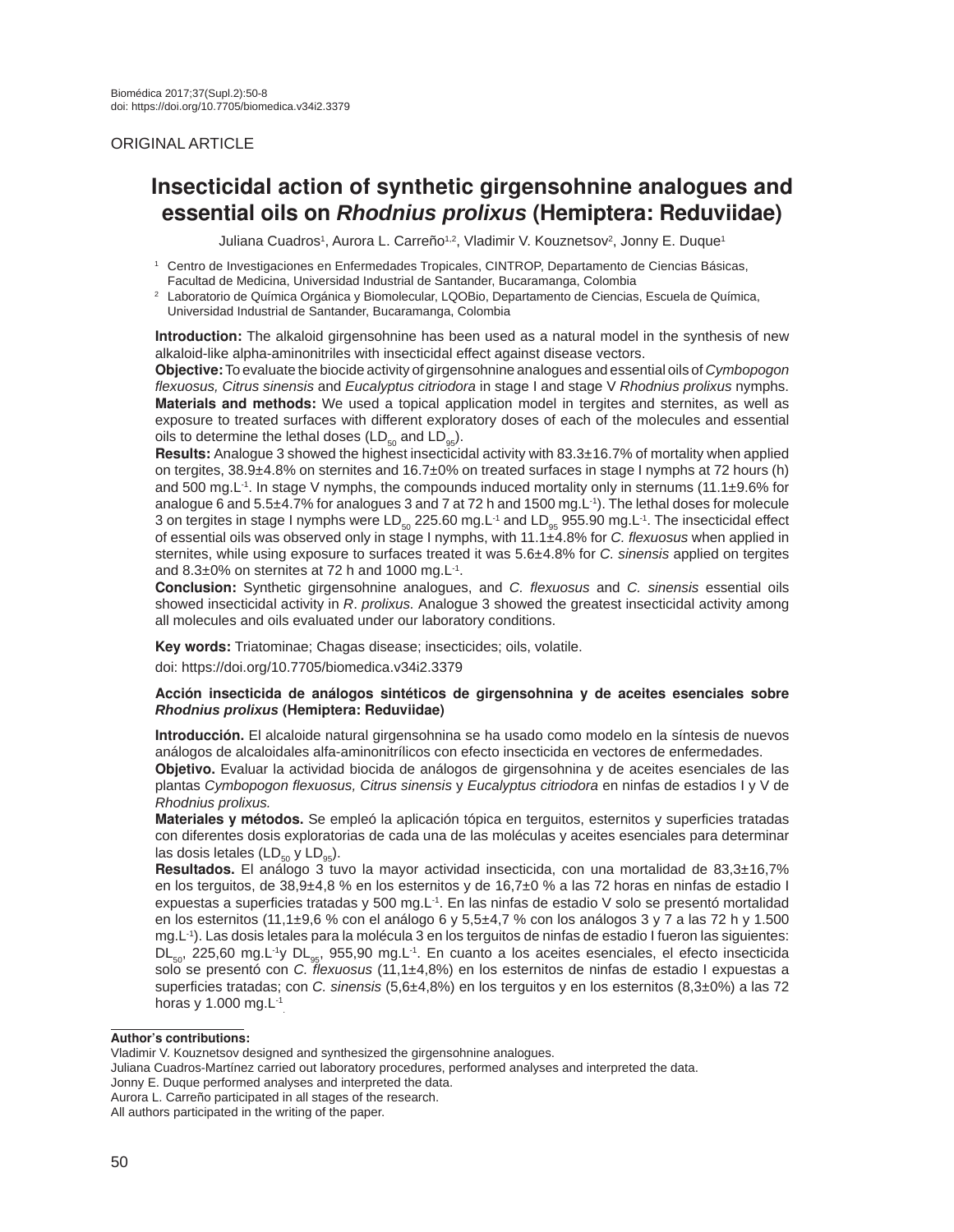ORIGINAL ARTICLE

# Insecticidal action of synthetic girgensohnine analogues and essential oils on *Rhodnius prolixus* (Hemiptera: Reduviidae)

Juliana Cuadros[1], Aurora L. Carreño[1,2], Vladimir V. Kouznetsov[2], Jonny E. Duque[1]

[1] Centro de Investigaciones en Enfermedades Tropicales, CINTROP, Departamento de Ciencias Básicas, Facultad de Medicina, Universidad Industrial de Santander, Bucaramanga, Colombia

[2] Laboratorio de Química Orgánica y Biomolecular, LQOBio, Departamento de Ciencias, Escuela de Química, Universidad Industrial de Santander, Bucaramanga, Colombia

**Introduction:** The alkaloid girgensohnine has been used as a natural model in the synthesis of new alkaloid-like alpha-aminonitriles with insecticidal effect against disease vectors.

**Objective:** To evaluate the biocide activity of girgensohnine analogues and essential oils of *Cymbopogon flexuosus, Citrus sinensis* and *Eucalyptus citriodora* in stage I and stage V *Rhodnius prolixus* nymphs.

**Materials and methods:** We used a topical application model in tergites and sternites, as well as exposure to treated surfaces with different exploratory doses of each of the molecules and essential oils to determine the lethal doses ($LD_{50}$ and $LD_{95}$).

**Results:** Analogue 3 showed the highest insecticidal activity with 83.3±16.7% of mortality when applied on tergites, 38.9±4.8% on sternites and 16.7±0% on treated surfaces in stage I nymphs at 72 hours (h) and 500 $mg.L^{-1}$. In stage V nymphs, the compounds induced mortality only in sternums (11.1±9.6% for analogue 6 and 5.5±4.7% for analogues 3 and 7 at 72 h and 1500 $mg.L^{-1}$). The lethal doses for molecule 3 on tergites in stage I nymphs were $LD_{50}$ 225.60 $mg.L^{-1}$ and $LD_{95}$ 955.90 $mg.L^{-1}$. The insecticidal effect of essential oils was observed only in stage I nymphs, with 11.1±4.8% for *C. flexuosus* when applied in sternites, while using exposure to surfaces treated it was 5.6±4.8% for *C. sinensis* applied on tergites and 8.3±0% on sternites at 72 h and 1000 $mg.L^{-1}$.

**Conclusion:** Synthetic girgensohnine analogues, and *C. flexuosus* and *C. sinensis* essential oils showed insecticidal activity in *R. prolixus.* Analogue 3 showed the greatest insecticidal activity among all molecules and oils evaluated under our laboratory conditions.

**Key words:** Triatominae; Chagas disease; insecticides; oils, volatile.

doi: https://doi.org/10.7705/biomedica.v34i2.3379

**Acción insecticida de análogos sintéticos de girgensohnina y de aceites esenciales sobre *Rhodnius prolixus* (Hemiptera: Reduviidae)**

**Introducción.** El alcaloide natural girgensohnina se ha usado como modelo en la síntesis de nuevos análogos de alcaloidales alfa-aminonitrílicos con efecto insecticida en vectores de enfermedades.

**Objetivo.** Evaluar la actividad biocida de análogos de girgensohnina y de aceites esenciales de las plantas *Cymbopogon flexuosus, Citrus sinensis* y *Eucalyptus citriodora* en ninfas de estadios I y V de *Rhodnius prolixus.*

**Materiales y métodos.** Se empleó la aplicación tópica en terguitos, esternitos y superficies tratadas con diferentes dosis exploratorias de cada una de las moléculas y aceites esenciales para determinar las dosis letales ($LD_{50}$ y $LD_{95}$).

**Resultados.** El análogo 3 tuvo la mayor actividad insecticida, con una mortalidad de 83,3±16,7% en los terguitos, de 38,9±4,8 % en los esternitos y de 16,7±0 % a las 72 horas en ninfas de estadio I expuestas a superficies tratadas y 500 $mg.L^{-1}$. En las ninfas de estadio V solo se presentó mortalidad en los esternitos (11,1±9,6 % con el análogo 6 y 5,5±4,7 % con los análogos 3 y 7 a las 72 h y 1.500 $mg.L^{-1}$). Las dosis letales para la molécula 3 en los terguitos de ninfas de estadio I fueron las siguientes: $DL_{50}$, 225,60 $mg.L^{-1}$ y $DL_{95}$, 955,90 $mg.L^{-1}$. En cuanto a los aceites esenciales, el efecto insecticida solo se presentó con *C. flexuosus* (11,1±4,8%) en los esternitos de ninfas de estadio I expuestas a superficies tratadas; con *C. sinensis* (5,6±4,8%) en los terguitos y en los esternitos (8,3±0%) a las 72 horas y 1.000 $mg.L^{-1}$

**Author's contributions:**

Vladimir V. Kouznetsov designed and synthesized the girgensohnine analogues.

Juliana Cuadros-Martínez carried out laboratory procedures, performed analyses and interpreted the data.

Jonny E. Duque performed analyses and interpreted the data.

Aurora L. Carreño participated in all stages of the research.

All authors participated in the writing of the paper.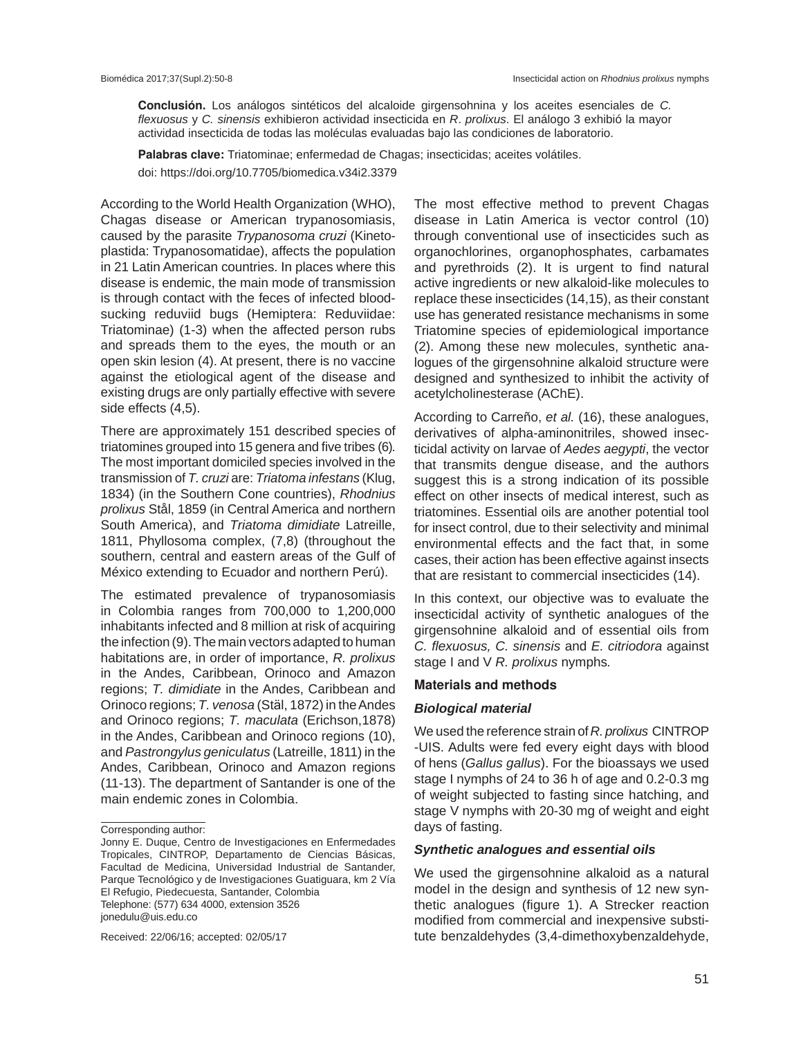**Conclusión.** Los análogos sintéticos del alcaloide girgensohnina y los aceites esenciales de *C. flexuosus* y *C. sinensis* exhibieron actividad insecticida en *R. prolixus*. El análogo 3 exhibió la mayor actividad insecticida de todas las moléculas evaluadas bajo las condiciones de laboratorio.

**Palabras clave:** Triatominae; enfermedad de Chagas; insecticidas; aceites volátiles.

doi: https://doi.org/10.7705/biomedica.v34i2.3379

According to the World Health Organization (WHO), Chagas disease or American trypanosomiasis, caused by the parasite *Trypanosoma cruzi* (Kinetoplastida: Trypanosomatidae), affects the population in 21 Latin American countries. In places where this disease is endemic, the main mode of transmission is through contact with the feces of infected blood-sucking reduviid bugs (Hemiptera: Reduviidae: Triatominae) (1-3) when the affected person rubs and spreads them to the eyes, the mouth or an open skin lesion (4). At present, there is no vaccine against the etiological agent of the disease and existing drugs are only partially effective with severe side effects (4,5).

There are approximately 151 described species of triatomines grouped into 15 genera and five tribes (6). The most important domiciled species involved in the transmission of *T. cruzi* are: *Triatoma infestans* (Klug, 1834) (in the Southern Cone countries), *Rhodnius prolixus* Stål, 1859 (in Central America and northern South America), and *Triatoma dimidiate* Latreille, 1811, Phyllosoma complex, (7,8) (throughout the southern, central and eastern areas of the Gulf of México extending to Ecuador and northern Perú).

The estimated prevalence of trypanosomiasis in Colombia ranges from 700,000 to 1,200,000 inhabitants infected and 8 million at risk of acquiring the infection (9). The main vectors adapted to human habitations are, in order of importance, *R. prolixus* in the Andes, Caribbean, Orinoco and Amazon regions; *T. dimidiate* in the Andes, Caribbean and Orinoco regions; *T. venosa* (Stäl, 1872) in the Andes and Orinoco regions; *T. maculata* (Erichson,1878) in the Andes, Caribbean and Orinoco regions (10), and *Pastrongylus geniculatus* (Latreille, 1811) in the Andes, Caribbean, Orinoco and Amazon regions (11-13). The department of Santander is one of the main endemic zones in Colombia.

The most effective method to prevent Chagas disease in Latin America is vector control (10) through conventional use of insecticides such as organochlorines, organophosphates, carbamates and pyrethroids (2). It is urgent to find natural active ingredients or new alkaloid-like molecules to replace these insecticides (14,15), as their constant use has generated resistance mechanisms in some Triatomine species of epidemiological importance (2). Among these new molecules, synthetic analogues of the girgensohnine alkaloid structure were designed and synthesized to inhibit the activity of acetylcholinesterase (AChE).

According to Carreño, *et al.* (16), these analogues, derivatives of alpha-aminonitriles, showed insecticidal activity on larvae of *Aedes aegypti*, the vector that transmits dengue disease, and the authors suggest this is a strong indication of its possible effect on other insects of medical interest, such as triatomines. Essential oils are another potential tool for insect control, due to their selectivity and minimal environmental effects and the fact that, in some cases, their action has been effective against insects that are resistant to commercial insecticides (14).

In this context, our objective was to evaluate the insecticidal activity of synthetic analogues of the girgensohnine alkaloid and of essential oils from *C. flexuosus, C. sinensis* and *E. citriodora* against stage I and V *R. prolixus* nymphs.

## Materials and methods

### Biological material

We used the reference strain of *R. prolixus* CINTROP -UIS. Adults were fed every eight days with blood of hens (*Gallus gallus*). For the bioassays we used stage I nymphs of 24 to 36 h of age and 0.2-0.3 mg of weight subjected to fasting since hatching, and stage V nymphs with 20-30 mg of weight and eight days of fasting.

### Synthetic analogues and essential oils

We used the girgensohnine alkaloid as a natural model in the design and synthesis of 12 new synthetic analogues (figure 1). A Strecker reaction modified from commercial and inexpensive substitute benzaldehydes (3,4-dimethoxybenzaldehyde,

Corresponding author:
Jonny E. Duque, Centro de Investigaciones en Enfermedades Tropicales, CINTROP, Departamento de Ciencias Básicas, Facultad de Medicina, Universidad Industrial de Santander, Parque Tecnológico y de Investigaciones Guatiguara, km 2 Vía El Refugio, Piedecuesta, Santander, Colombia
Telephone: (577) 634 4000, extension 3526
jonedulu@uis.edu.co

Received: 22/06/16; accepted: 02/05/17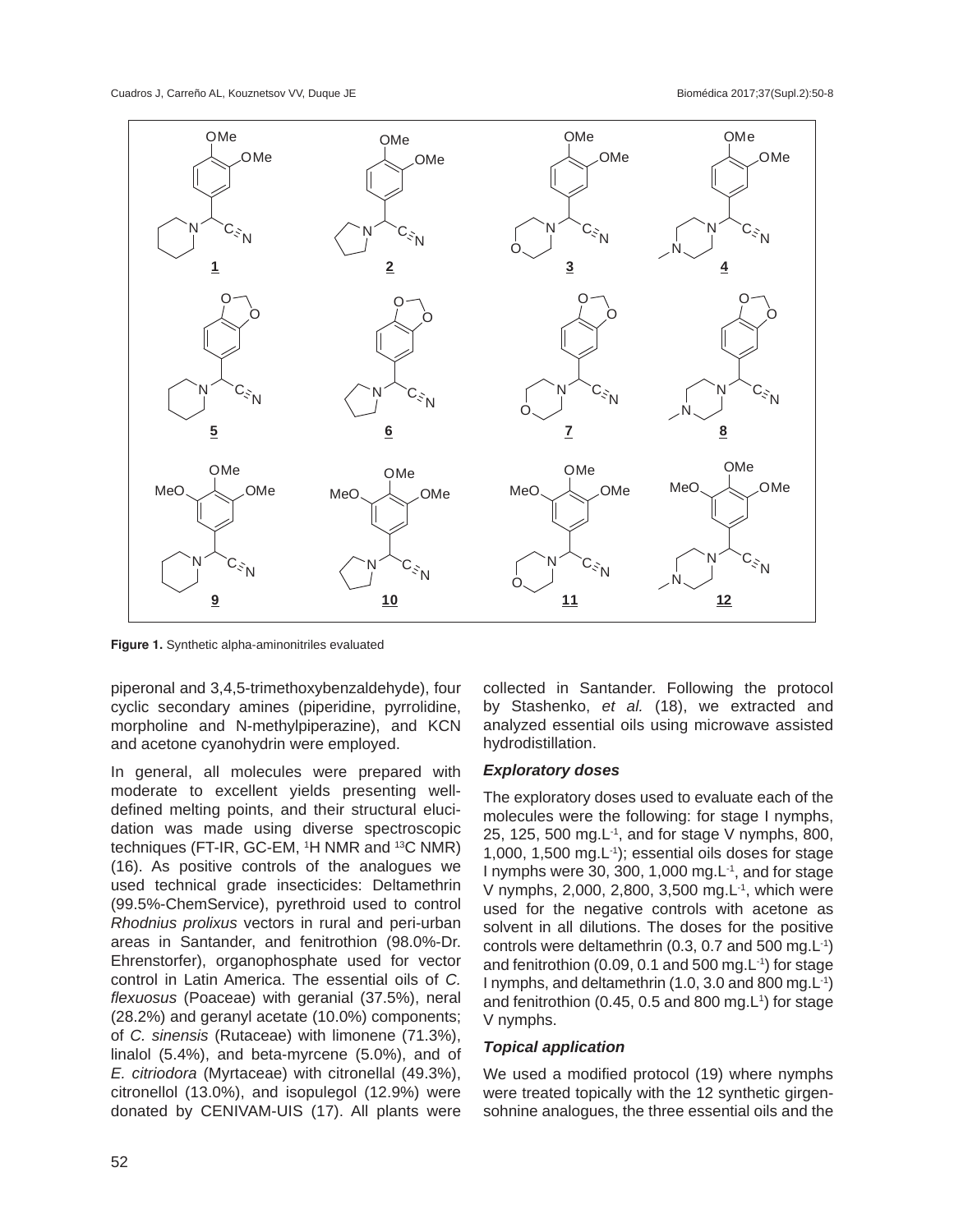Figure 1. Synthetic alpha-aminonitriles evaluated

piperonal and 3,4,5-trimethoxybenzaldehyde), four cyclic secondary amines (piperidine, pyrrolidine, morpholine and N-methylpiperazine), and KCN and acetone cyanohydrin were employed.

In general, all molecules were prepared with moderate to excellent yields presenting well-defined melting points, and their structural elucidation was made using diverse spectroscopic techniques (FT-IR, GC-EM, $^{1}$H NMR and $^{13}$C NMR) (16). As positive controls of the analogues we used technical grade insecticides: Deltamethrin (99.5%-ChemService), pyrethroid used to control *Rhodnius prolixus* vectors in rural and peri-urban areas in Santander, and fenitrothion (98.0%-Dr. Ehrenstorfer), organophosphate used for vector control in Latin America. The essential oils of *C. flexuosus* (Poaceae) with geranial (37.5%), neral (28.2%) and geranyl acetate (10.0%) components; of *C. sinensis* (Rutaceae) with limonene (71.3%), linalol (5.4%), and beta-myrcene (5.0%), and of *E. citriodora* (Myrtaceae) with citronellal (49.3%), citronellol (13.0%), and isopulegol (12.9%) were donated by CENIVAM-UIS (17). All plants were collected in Santander. Following the protocol by Stashenko, *et al.* (18), we extracted and analyzed essential oils using microwave assisted hydrodistillation.

### *Exploratory doses*

The exploratory doses used to evaluate each of the molecules were the following: for stage I nymphs, 25, 125, 500 mg.L$^{-1}$, and for stage V nymphs, 800, 1,000, 1,500 mg.L$^{-1}$); essential oils doses for stage I nymphs were 30, 300, 1,000 mg.L$^{-1}$, and for stage V nymphs, 2,000, 2,800, 3,500 mg.L$^{-1}$, which were used for the negative controls with acetone as solvent in all dilutions. The doses for the positive controls were deltamethrin (0.3, 0.7 and 500 mg.L$^{-1}$) and fenitrothion (0.09, 0.1 and 500 mg.L$^{-1}$) for stage I nymphs, and deltamethrin (1.0, 3.0 and 800 mg.L$^{-1}$) and fenitrothion (0.45, 0.5 and 800 mg.L$^{1}$) for stage V nymphs.

### *Topical application*

We used a modified protocol (19) where nymphs were treated topically with the 12 synthetic girgensohnine analogues, the three essential oils and the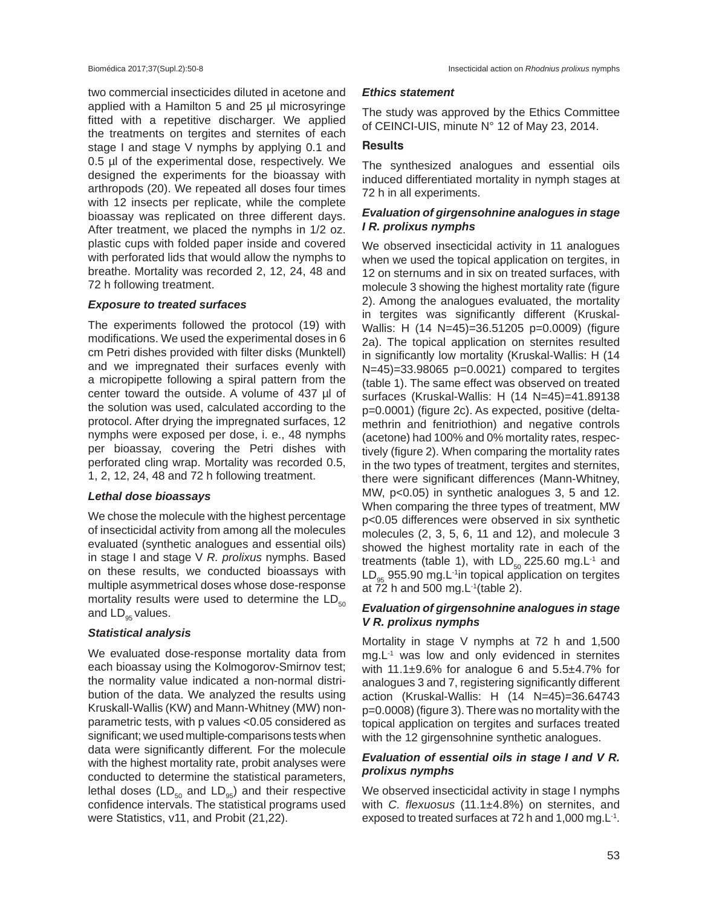two commercial insecticides diluted in acetone and applied with a Hamilton 5 and 25 µl microsyringe fitted with a repetitive discharger. We applied the treatments on tergites and sternites of each stage I and stage V nymphs by applying 0.1 and 0.5 µl of the experimental dose, respectively. We designed the experiments for the bioassay with arthropods (20). We repeated all doses four times with 12 insects per replicate, while the complete bioassay was replicated on three different days. After treatment, we placed the nymphs in 1/2 oz. plastic cups with folded paper inside and covered with perforated lids that would allow the nymphs to breathe. Mortality was recorded 2, 12, 24, 48 and 72 h following treatment.

### *Exposure to treated surfaces*

The experiments followed the protocol (19) with modifications. We used the experimental doses in 6 cm Petri dishes provided with filter disks (Munktell) and we impregnated their surfaces evenly with a micropipette following a spiral pattern from the center toward the outside. A volume of 437 µl of the solution was used, calculated according to the protocol. After drying the impregnated surfaces, 12 nymphs were exposed per dose, i. e., 48 nymphs per bioassay, covering the Petri dishes with perforated cling wrap. Mortality was recorded 0.5, 1, 2, 12, 24, 48 and 72 h following treatment.

### *Lethal dose bioassays*

We chose the molecule with the highest percentage of insecticidal activity from among all the molecules evaluated (synthetic analogues and essential oils) in stage I and stage V *R. prolixus* nymphs. Based on these results, we conducted bioassays with multiple asymmetrical doses whose dose-response mortality results were used to determine the $LD_{50}$ and $LD_{95}$ values.

### *Statistical analysis*

We evaluated dose-response mortality data from each bioassay using the Kolmogorov-Smirnov test; the normality value indicated a non-normal distribution of the data. We analyzed the results using Kruskall-Wallis (KW) and Mann-Whitney (MW) non-parametric tests, with p values <0.05 considered as significant; we used multiple-comparisons tests when data were significantly different*.* For the molecule with the highest mortality rate, probit analyses were conducted to determine the statistical parameters, lethal doses ($LD_{50}$ and $LD_{95}$) and their respective confidence intervals. The statistical programs used were Statistics, v11, and Probit (21,22).

### *Ethics statement*

The study was approved by the Ethics Committee of CEINCI-UIS, minute N° 12 of May 23, 2014.

## Results

The synthesized analogues and essential oils induced differentiated mortality in nymph stages at 72 h in all experiments.

### *Evaluation of girgensohnine analogues in stage I R. prolixus nymphs*

We observed insecticidal activity in 11 analogues when we used the topical application on tergites, in 12 on sternums and in six on treated surfaces, with molecule 3 showing the highest mortality rate (figure 2). Among the analogues evaluated, the mortality in tergites was significantly different (Kruskal-Wallis: H (14 N=45)=36.51205 p=0.0009) (figure 2a). The topical application on sternites resulted in significantly low mortality (Kruskal-Wallis: H (14 N=45)=33.98065 p=0.0021) compared to tergites (table 1). The same effect was observed on treated surfaces (Kruskal-Wallis: H (14 N=45)=41.89138 p=0.0001) (figure 2c). As expected, positive (deltamethrin and fenitriothion) and negative controls (acetone) had 100% and 0% mortality rates, respectively (figure 2). When comparing the mortality rates in the two types of treatment, tergites and sternites, there were significant differences (Mann-Whitney, MW, p<0.05) in synthetic analogues 3, 5 and 12. When comparing the three types of treatment, MW p<0.05 differences were observed in six synthetic molecules (2, 3, 5, 6, 11 and 12), and molecule 3 showed the highest mortality rate in each of the treatments (table 1), with $LD_{50}$ 225.60 $mg.L^{-1}$ and $LD_{95}$ 955.90 $mg.L^{-1}$in topical application on tergites at 72 h and 500 $mg.L^{-1}$(table 2).

### *Evaluation of girgensohnine analogues in stage V R. prolixus nymphs*

Mortality in stage V nymphs at 72 h and 1,500 $mg.L^{-1}$ was low and only evidenced in sternites with 11.1±9.6% for analogue 6 and 5.5±4.7% for analogues 3 and 7, registering significantly different action (Kruskal-Wallis: H (14 N=45)=36.64743 p=0.0008) (figure 3). There was no mortality with the topical application on tergites and surfaces treated with the 12 girgensohnine synthetic analogues.

### *Evaluation of essential oils in stage I and V R. prolixus nymphs*

We observed insecticidal activity in stage I nymphs with *C. flexuosus* (11.1±4.8%) on sternites, and exposed to treated surfaces at 72 h and 1,000 $mg.L^{-1}$.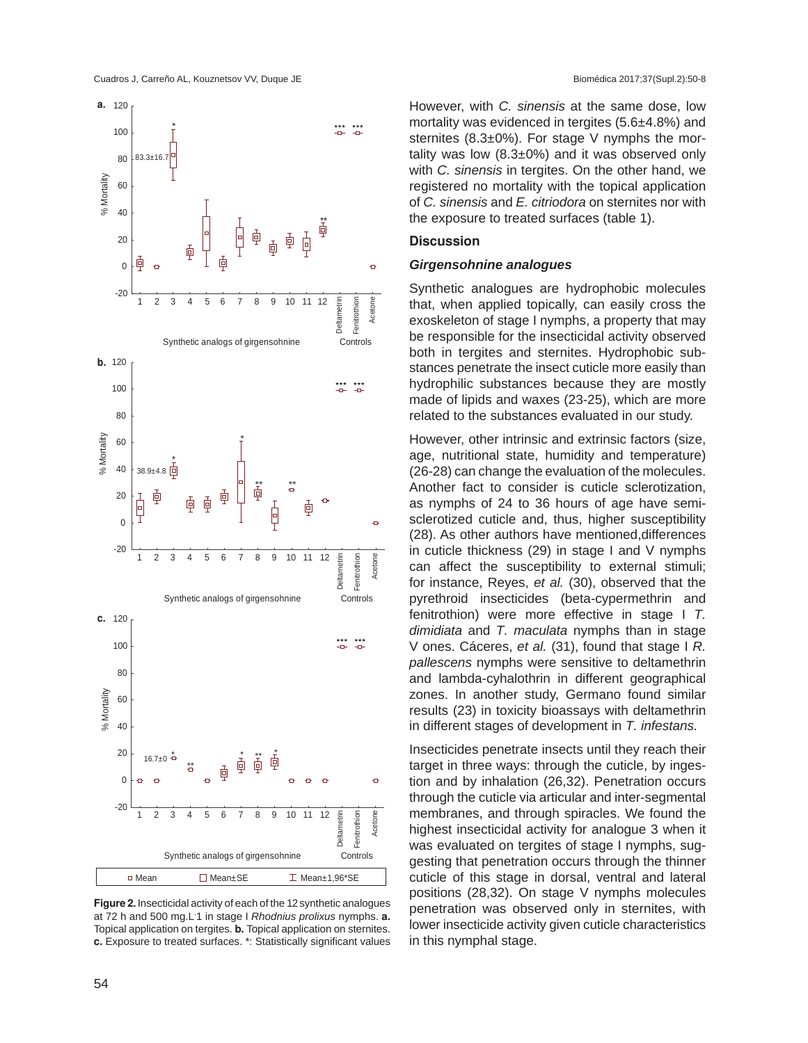However, with *C. sinensis* at the same dose, low mortality was evidenced in tergites (5.6±4.8%) and sternites (8.3±0%). For stage V nymphs the mortality was low (8.3±0%) and it was observed only with *C. sinensis* in tergites. On the other hand, we registered no mortality with the topical application of *C. sinensis* and *E. citriodora* on sternites nor with the exposure to treated surfaces (table 1).

Figure 2. Insecticidal activity of each of the 12 synthetic analogues at 72 h and 500 mg.L-1 in stage I *Rhodnius prolixus* nymphs. **a.** Topical application on tergites. **b.** Topical application on sternites. **c.** Exposure to treated surfaces. *: Statistically significant values

## Discussion

### *Girgensohnine analogues*

Synthetic analogues are hydrophobic molecules that, when applied topically, can easily cross the exoskeleton of stage I nymphs, a property that may be responsible for the insecticidal activity observed both in tergites and sternites. Hydrophobic substances penetrate the insect cuticle more easily than hydrophilic substances because they are mostly made of lipids and waxes (23-25), which are more related to the substances evaluated in our study.

However, other intrinsic and extrinsic factors (size, age, nutritional state, humidity and temperature) (26-28) can change the evaluation of the molecules. Another fact to consider is cuticle sclerotization, as nymphs of 24 to 36 hours of age have semi-sclerotized cuticle and, thus, higher susceptibility (28). As other authors have mentioned,differences in cuticle thickness (29) in stage I and V nymphs can affect the susceptibility to external stimuli; for instance, Reyes, *et al.* (30), observed that the pyrethroid insecticides (beta-cypermethrin and fenitrothion) were more effective in stage I *T. dimidiata* and *T. maculata* nymphs than in stage V ones. Cáceres, *et al.* (31), found that stage I *R. pallescens* nymphs were sensitive to deltamethrin and lambda-cyhalothrin in different geographical zones. In another study, Germano found similar results (23) in toxicity bioassays with deltamethrin in different stages of development in *T. infestans.*

Insecticides penetrate insects until they reach their target in three ways: through the cuticle, by ingestion and by inhalation (26,32). Penetration occurs through the cuticle via articular and inter-segmental membranes, and through spiracles. We found the highest insecticidal activity for analogue 3 when it was evaluated on tergites of stage I nymphs, suggesting that penetration occurs through the thinner cuticle of this stage in dorsal, ventral and lateral positions (28,32). On stage V nymphs molecules penetration was observed only in sternites, with lower insecticide activity given cuticle characteristics in this nymphal stage.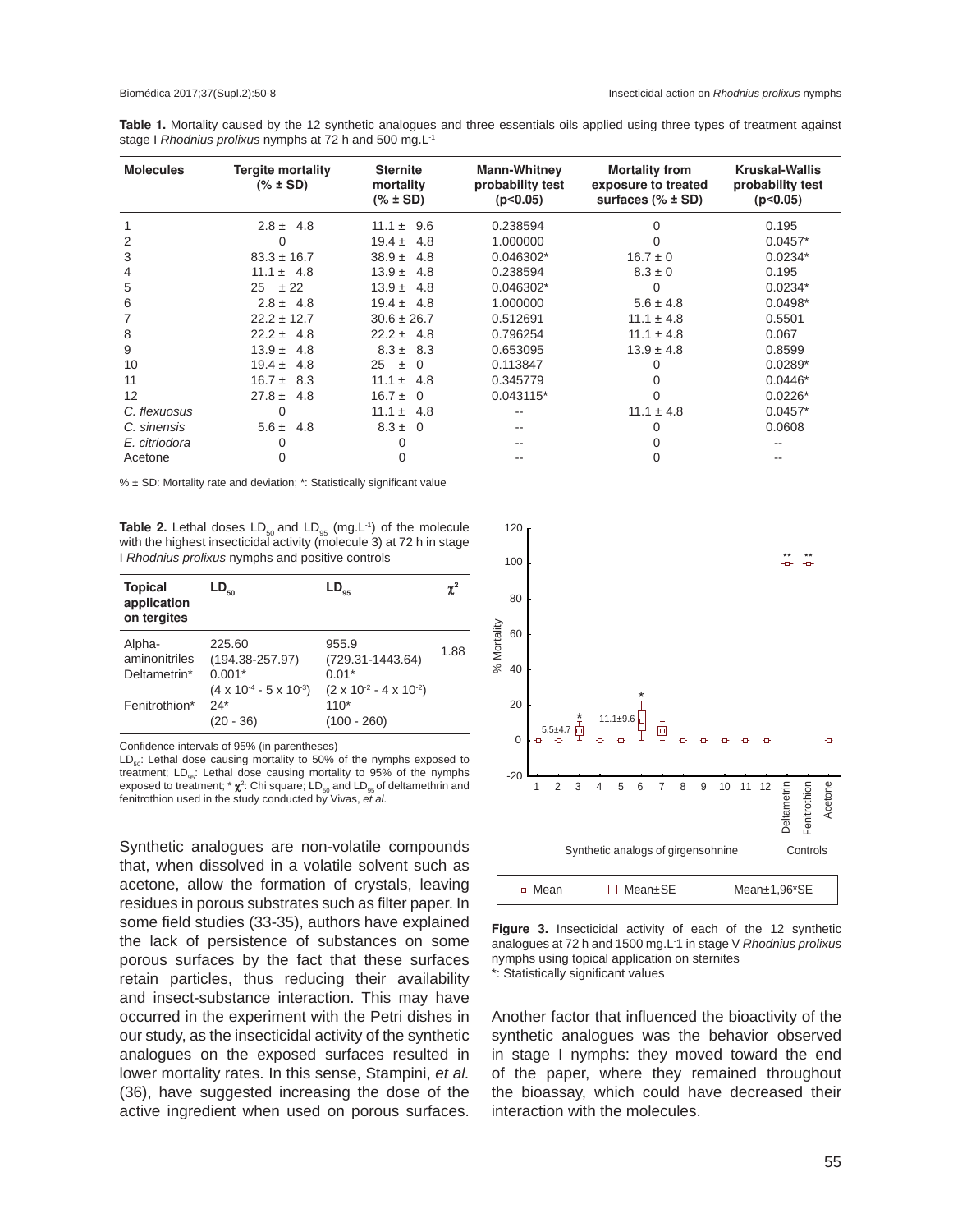**Table 1.** Mortality caused by the 12 synthetic analogues and three essentials oils applied using three types of treatment against stage I *Rhodnius prolixus* nymphs at 72 h and 500 mg.L$^{-1}$

| Molecules | Tergite mortality (% ± SD) | Sternite mortality (% ± SD) | Mann-Whitney probability test (p<0.05) | Mortality from exposure to treated surfaces (% ± SD) | Kruskal-Wallis probability test (p<0.05) |
|---|---|---|---|---|---|
| 1 | 2.8 ± 4.8 | 11.1 ± 9.6 | 0.238594 | 0 | 0.195 |
| 2 | 0 | 19.4 ± 4.8 | 1.000000 | 0 | 0.0457* |
| 3 | 83.3 ± 16.7 | 38.9 ± 4.8 | 0.046302* | 16.7 ± 0 | 0.0234* |
| 4 | 11.1 ± 4.8 | 13.9 ± 4.8 | 0.238594 | 8.3 ± 0 | 0.195 |
| 5 | 25 ± 22 | 13.9 ± 4.8 | 0.046302* | 0 | 0.0234* |
| 6 | 2.8 ± 4.8 | 19.4 ± 4.8 | 1.000000 | 5.6 ± 4.8 | 0.0498* |
| 7 | 22.2 ± 12.7 | 30.6 ± 26.7 | 0.512691 | 11.1 ± 4.8 | 0.5501 |
| 8 | 22.2 ± 4.8 | 22.2 ± 4.8 | 0.796254 | 11.1 ± 4.8 | 0.067 |
| 9 | 13.9 ± 4.8 | 8.3 ± 8.3 | 0.653095 | 13.9 ± 4.8 | 0.8599 |
| 10 | 19.4 ± 4.8 | 25 ± 0 | 0.113847 | 0 | 0.0289* |
| 11 | 16.7 ± 8.3 | 11.1 ± 4.8 | 0.345779 | 0 | 0.0446* |
| 12 | 27.8 ± 4.8 | 16.7 ± 0 | 0.043115* | 0 | 0.0226* |
| *C. flexuosus* | 0 | 11.1 ± 4.8 | -- | 11.1 ± 4.8 | 0.0457* |
| *C. sinensis* | 5.6 ± 4.8 | 8.3 ± 0 | -- | 0 | 0.0608 |
| *E. citriodora* | 0 | 0 | -- | 0 | -- |
| Acetone | 0 | 0 | -- | 0 | -- |

% ± SD: Mortality rate and deviation; *: Statistically significant value

**Table 2.** Lethal doses $LD_{50}$ and $LD_{95}$ (mg.L$^{-1}$) of the molecule with the highest insecticidal activity (molecule 3) at 72 h in stage I *Rhodnius prolixus* nymphs and positive controls

| Topical application on tergites | $LD_{50}$ | $LD_{95}$ | $\chi^2$ |
|---|---|---|---|
| Alpha-aminonitriles | 225.60 (194.38-257.97) | 955.9 (729.31-1443.64) | 1.88 |
| Deltametrin* | 0.001* ($4 \times 10^{-4}$ - $5 \times 10^{-3}$) | 0.01* ($2 \times 10^{-2}$ - $4 \times 10^{-2}$) | |
| Fenitrothion* | 24* (20 - 36) | 110* (100 - 260) | |

Confidence intervals of 95% (in parentheses)

$LD_{50}$: Lethal dose causing mortality to 50% of the nymphs exposed to treatment; $LD_{95}$: Lethal dose causing mortality to 95% of the nymphs exposed to treatment; * $\chi^2$: Chi square; $LD_{50}$ and $LD_{95}$ of deltamethrin and fenitrothion used in the study conducted by Vivas, *et al*.

Synthetic analogues are non-volatile compounds that, when dissolved in a volatile solvent such as acetone, allow the formation of crystals, leaving residues in porous substrates such as filter paper. In some field studies (33-35), authors have explained the lack of persistence of substances on some porous surfaces by the fact that these surfaces retain particles, thus reducing their availability and insect-substance interaction. This may have occurred in the experiment with the Petri dishes in our study, as the insecticidal activity of the synthetic analogues on the exposed surfaces resulted in lower mortality rates. In this sense, Stampini, *et al.* (36), have suggested increasing the dose of the active ingredient when used on porous surfaces.

**Figure 3.** Insecticidal activity of each of the 12 synthetic analogues at 72 h and 1500 mg.L-1 in stage V *Rhodnius prolixus* nymphs using topical application on sternites
*: Statistically significant values

Another factor that influenced the bioactivity of the synthetic analogues was the behavior observed in stage I nymphs: they moved toward the end of the paper, where they remained throughout the bioassay, which could have decreased their interaction with the molecules.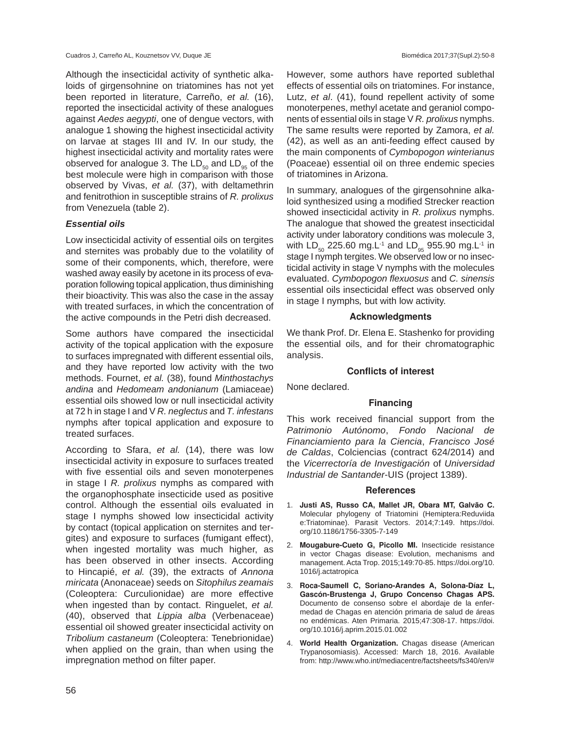Although the insecticidal activity of synthetic alkaloids of girgensohnine on triatomines has not yet been reported in literature, Carreño, *et al.* (16), reported the insecticidal activity of these analogues against *Aedes aegypti*, one of dengue vectors, with analogue 1 showing the highest insecticidal activity on larvae at stages III and IV. In our study, the highest insecticidal activity and mortality rates were observed for analogue 3. The $LD_{50}$ and $LD_{95}$ of the best molecule were high in comparison with those observed by Vivas, *et al.* (37), with deltamethrin and fenitrothion in susceptible strains of *R. prolixus* from Venezuela (table 2).

### *Essential oils*

Low insecticidal activity of essential oils on tergites and sternites was probably due to the volatility of some of their components, which, therefore, were washed away easily by acetone in its process of evaporation following topical application, thus diminishing their bioactivity. This was also the case in the assay with treated surfaces, in which the concentration of the active compounds in the Petri dish decreased.

Some authors have compared the insecticidal activity of the topical application with the exposure to surfaces impregnated with different essential oils, and they have reported low activity with the two methods. Fournet, *et al.* (38), found *Minthostachys andina* and *Hedomeam andonianum* (Lamiaceae) essential oils showed low or null insecticidal activity at 72 h in stage I and V *R. neglectus* and *T. infestans* nymphs after topical application and exposure to treated surfaces.

According to Sfara, *et al.* (14), there was low insecticidal activity in exposure to surfaces treated with five essential oils and seven monoterpenes in stage I *R. prolixus* nymphs as compared with the organophosphate insecticide used as positive control. Although the essential oils evaluated in stage I nymphs showed low insecticidal activity by contact (topical application on sternites and tergites) and exposure to surfaces (fumigant effect), when ingested mortality was much higher, as has been observed in other insects. According to Hincapié, *et al.* (39), the extracts of *Annona miricata* (Anonaceae) seeds on *Sitophilus zeamais* (Coleoptera: Curculionidae) are more effective when ingested than by contact. Ringuelet, *et al.* (40), observed that *Lippia alba* (Verbenaceae) essential oil showed greater insecticidal activity on *Tribolium castaneum* (Coleoptera: Tenebrionidae) when applied on the grain, than when using the impregnation method on filter paper.

However, some authors have reported sublethal effects of essential oils on triatomines. For instance, Lutz, *et al*. (41), found repellent activity of some monoterpenes, methyl acetate and geraniol components of essential oils in stage V *R. prolixus* nymphs. The same results were reported by Zamora, *et al.* (42), as well as an anti-feeding effect caused by the main components of *Cymbopogon winterianus* (Poaceae) essential oil on three endemic species of triatomines in Arizona.

In summary, analogues of the girgensohnine alkaloid synthesized using a modified Strecker reaction showed insecticidal activity in *R. prolixus* nymphs. The analogue that showed the greatest insecticidal activity under laboratory conditions was molecule 3, with $LD_{50}$ 225.60 $mg.L^{-1}$ and $LD_{95}$ 955.90 $mg.L^{-1}$ in stage I nymph tergites. We observed low or no insecticidal activity in stage V nymphs with the molecules evaluated. *Cymbopogon flexuosus* and *C. sinensis* essential oils insecticidal effect was observed only in stage I nymphs*,* but with low activity.

## Acknowledgments

We thank Prof. Dr. Elena E. Stashenko for providing the essential oils, and for their chromatographic analysis.

## Conflicts of interest

None declared.

## Financing

This work received financial support from the *Patrimonio Autónomo*, *Fondo Nacional de Financiamiento para la Ciencia*, *Francisco José de Caldas*, Colciencias (contract 624/2014) and the *Vicerrectoría de Investigación* of *Universidad Industrial de Santander*-UIS (project 1389).

## References

1. **Justi AS, Russo CA, Mallet JR, Obara MT, Galvão C.** Molecular phylogeny of Triatomini (Hemiptera:Reduviida e:Triatominae). Parasit Vectors. 2014;7:149. https://doi.org/10.1186/1756-3305-7-149
2. **Mougabure-Cueto G, Picollo MI.** Insecticide resistance in vector Chagas disease: Evolution, mechanisms and management. Acta Trop. 2015;149:70-85. https://doi.org/10.1016/j.actatropica
3. **Roca-Saumell C, Soriano-Arandes A, Solona-Díaz L, Gascón-Brustenga J, Grupo Concenso Chagas APS.** Documento de consenso sobre el abordaje de la enfermedad de Chagas en atención primaria de salud de áreas no endémicas. Aten Primaria. 2015;47:308-17. https://doi.org/10.1016/j.aprim.2015.01.002
4. **World Health Organization.** Chagas disease (American Trypanosomiasis). Accessed: March 18, 2016. Available from: http://www.who.int/mediacentre/factsheets/fs340/en/#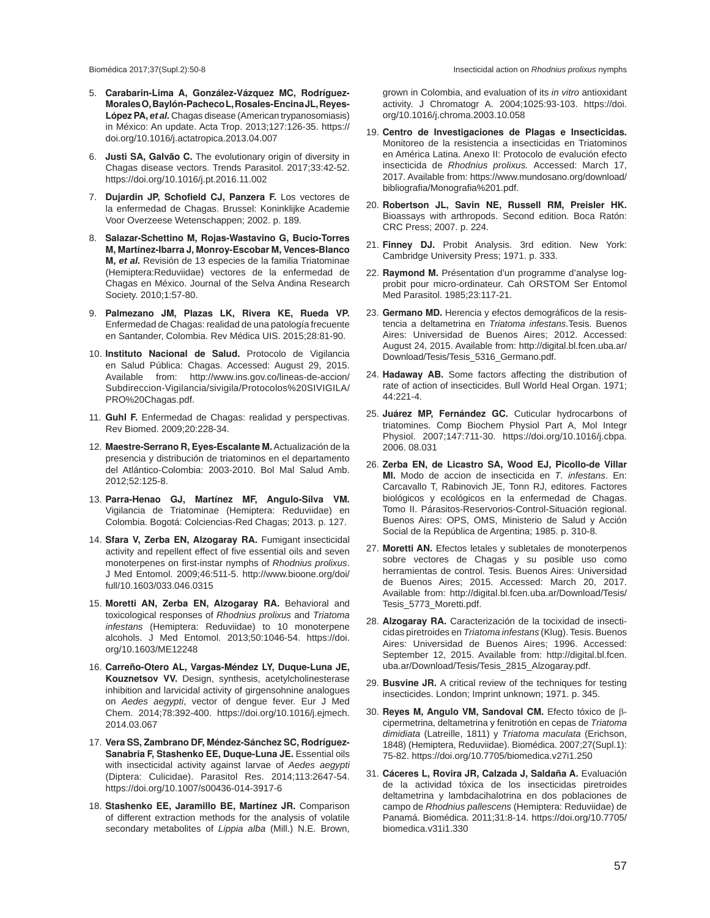5. **Carabarin-Lima A, González-Vázquez MC, Rodríguez-Morales O, Baylón-Pacheco L, Rosales-Encina JL, Reyes-López PA, *et al*.** Chagas disease (American trypanosomiasis) in México: An update. Acta Trop. 2013;127:126-35. https://doi.org/10.1016/j.actatropica.2013.04.007

6. **Justi SA, Galvão C.** The evolutionary origin of diversity in Chagas disease vectors. Trends Parasitol. 2017;33:42-52. https://doi.org/10.1016/j.pt.2016.11.002

7. **Dujardin JP, Schofield CJ, Panzera F.** Los vectores de la enfermedad de Chagas. Brussel: Koninklijke Academie Voor Overzeese Wetenschappen; 2002. p. 189.

8. **Salazar-Schettino M, Rojas-Wastavino G, Bucio-Torres M, Martínez-Ibarra J, Monroy-Escobar M, Vences-Blanco M, *et al*.** Revisión de 13 especies de la familia Triatominae (Hemiptera:Reduviidae) vectores de la enfermedad de Chagas en México. Journal of the Selva Andina Research Society. 2010;1:57-80.

9. **Palmezano JM, Plazas LK, Rivera KE, Rueda VP.** Enfermedad de Chagas: realidad de una patología frecuente en Santander, Colombia. Rev Médica UIS. 2015;28:81-90.

10. **Instituto Nacional de Salud.** Protocolo de Vigilancia en Salud Pública: Chagas. Accessed: August 29, 2015. Available from: http://www.ins.gov.co/lineas-de-accion/Subdireccion-Vigilancia/sivigila/Protocolos%20SIVIGILA/PRO%20Chagas.pdf.

11. **Guhl F.** Enfermedad de Chagas: realidad y perspectivas. Rev Biomed. 2009;20:228-34.

12. **Maestre-Serrano R, Eyes-Escalante M.** Actualización de la presencia y distribución de triatominos en el departamento del Atlántico-Colombia: 2003-2010. Bol Mal Salud Amb. 2012;52:125-8.

13. **Parra-Henao GJ, Martínez MF, Angulo-Silva VM.** Vigilancia de Triatominae (Hemiptera: Reduviidae) en Colombia. Bogotá: Colciencias-Red Chagas; 2013. p. 127.

14. **Sfara V, Zerba EN, Alzogaray RA.** Fumigant insecticidal activity and repellent effect of five essential oils and seven monoterpenes on first-instar nymphs of *Rhodnius prolixus*. J Med Entomol. 2009;46:511-5. http://www.bioone.org/doi/full/10.1603/033.046.0315

15. **Moretti AN, Zerba EN, Alzogaray RA.** Behavioral and toxicological responses of *Rhodnius prolixus* and *Triatoma infestans* (Hemiptera: Reduviidae) to 10 monoterpene alcohols. J Med Entomol. 2013;50:1046-54. https://doi.org/10.1603/ME12248

16. **Carreño-Otero AL, Vargas-Méndez LY, Duque-Luna JE, Kouznetsov VV.** Design, synthesis, acetylcholinesterase inhibition and larvicidal activity of girgensohnine analogues on *Aedes aegypti*, vector of dengue fever. Eur J Med Chem. 2014;78:392-400. https://doi.org/10.1016/j.ejmech.2014.03.067

17. **Vera SS, Zambrano DF, Méndez-Sánchez SC, Rodríguez-Sanabria F, Stashenko EE, Duque-Luna JE.** Essential oils with insecticidal activity against larvae of *Aedes aegypti* (Diptera: Culicidae). Parasitol Res. 2014;113:2647-54. https://doi.org/10.1007/s00436-014-3917-6

18. **Stashenko EE, Jaramillo BE, Martínez JR.** Comparison of different extraction methods for the analysis of volatile secondary metabolites of *Lippia alba* (Mill.) N.E. Brown, grown in Colombia, and evaluation of its *in vitro* antioxidant activity. J Chromatogr A. 2004;1025:93-103. https://doi.org/10.1016/j.chroma.2003.10.058

19. **Centro de Investigaciones de Plagas e Insecticidas.** Monitoreo de la resistencia a insecticidas en Triatominos en América Latina. Anexo II: Protocolo de evalución efecto insecticida de *Rhodnius prolixus.* Accessed: March 17, 2017. Available from: https://www.mundosano.org/download/bibliografia/Monografia%201.pdf.

20. **Robertson JL, Savin NE, Russell RM, Preisler HK.** Bioassays with arthropods. Second edition. Boca Ratón: CRC Press; 2007. p. 224.

21. **Finney DJ.** Probit Analysis. 3rd edition. New York: Cambridge University Press; 1971. p. 333.

22. **Raymond M.** Présentation d'un programme d'analyse log-probit pour micro-ordinateur. Cah ORSTOM Ser Entomol Med Parasitol. 1985;23:117-21.

23. **Germano MD.** Herencia y efectos demográficos de la resistencia a deltametrina en *Triatoma infestans*.Tesis. Buenos Aires: Universidad de Buenos Aires; 2012. Accessed: August 24, 2015. Available from: http://digital.bl.fcen.uba.ar/Download/Tesis/Tesis_5316_Germano.pdf.

24. **Hadaway AB.** Some factors affecting the distribution of rate of action of insecticides. Bull World Heal Organ. 1971; 44:221-4.

25. **Juárez MP, Fernández GC.** Cuticular hydrocarbons of triatomines. Comp Biochem Physiol Part A, Mol Integr Physiol. 2007;147:711-30. https://doi.org/10.1016/j.cbpa.2006.08.031

26. **Zerba EN, de Licastro SA, Wood EJ, Picollo-de Villar MI.** Modo de accion de insecticida en *T. infestans*. En: Carcavallo T, Rabinovich JE, Tonn RJ, editores. Factores biológicos y ecológicos en la enfermedad de Chagas. Tomo II. Párasitos-Reservorios-Control-Situación regional. Buenos Aires: OPS, OMS, Ministerio de Salud y Acción Social de la República de Argentina; 1985. p. 310-8.

27. **Moretti AN.** Efectos letales y subletales de monoterpenos sobre vectores de Chagas y su posible uso como herramientas de control. Tesis. Buenos Aires: Universidad de Buenos Aires; 2015. Accessed: March 20, 2017. Available from: http://digital.bl.fcen.uba.ar/Download/Tesis/Tesis_5773_Moretti.pdf.

28. **Alzogaray RA.** Caracterización de la tocixidad de insecticidas piretroides en *Triatoma infestans* (Klug). Tesis. Buenos Aires: Universidad de Buenos Aires; 1996. Accessed: September 12, 2015. Available from: http://digital.bl.fcen.uba.ar/Download/Tesis/Tesis_2815_Alzogaray.pdf.

29. **Busvine JR.** A critical review of the techniques for testing insecticides. London; Imprint unknown; 1971. p. 345.

30. **Reyes M, Angulo VM, Sandoval CM.** Efecto tóxico de β-cipermetrina, deltametrina y fenitrotión en cepas de *Triatoma dimidiata* (Latreille, 1811) y *Triatoma maculata* (Erichson, 1848) (Hemiptera, Reduviidae). Biomédica. 2007;27(Supl.1): 75-82. https://doi.org/10.7705/biomedica.v27i1.250

31. **Cáceres L, Rovira JR, Calzada J, Saldaña A.** Evaluación de la actividad tóxica de los insecticidas piretroides deltametrina y lambdacihalotrina en dos poblaciones de campo de *Rhodnius pallescens* (Hemiptera: Reduviidae) de Panamá. Biomédica. 2011;31:8-14. https://doi.org/10.7705/biomedica.v31i1.330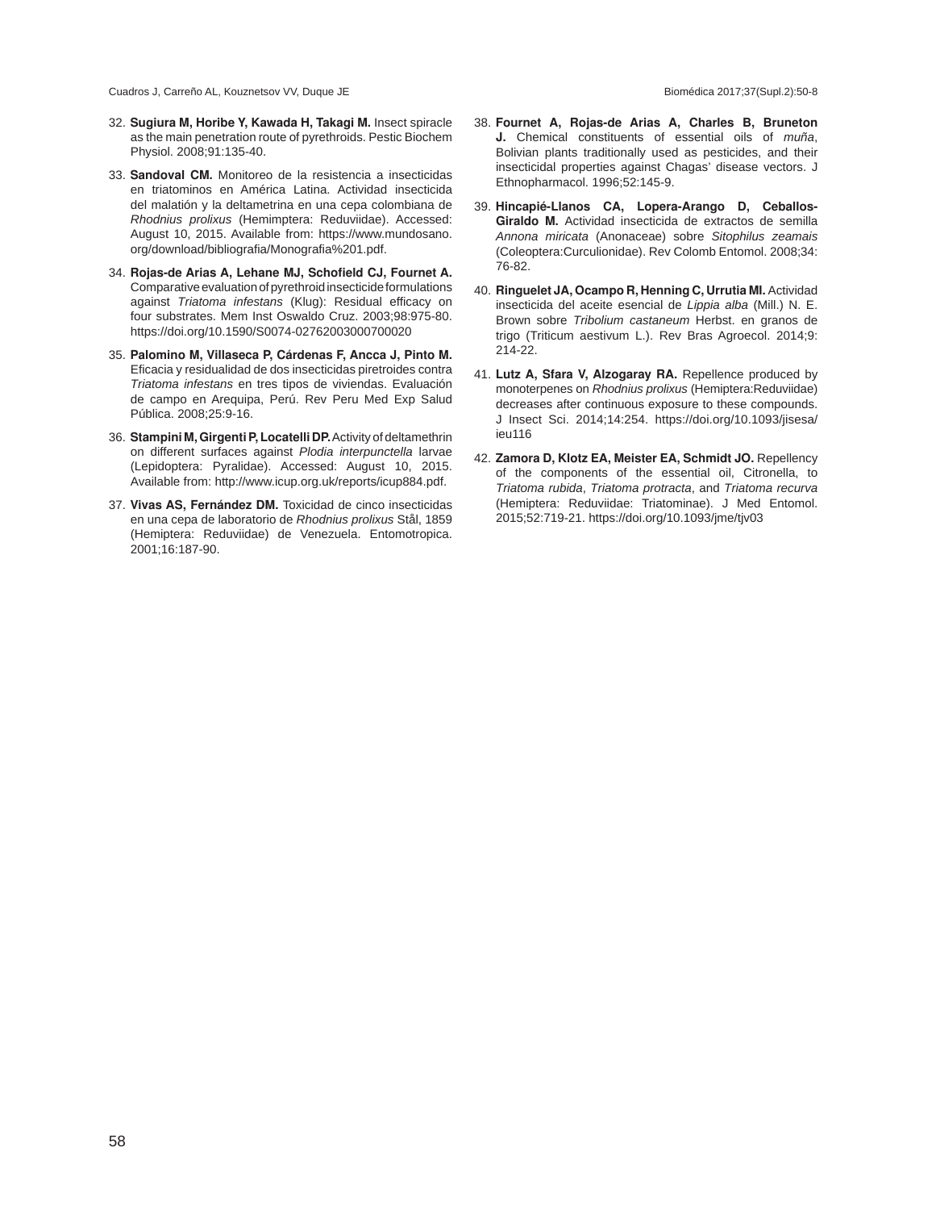32. **Sugiura M, Horibe Y, Kawada H, Takagi M.** Insect spiracle as the main penetration route of pyrethroids. Pestic Biochem Physiol. 2008;91:135-40.

33. **Sandoval CM.** Monitoreo de la resistencia a insecticidas en triatominos en América Latina. Actividad insecticida del malatión y la deltametrina en una cepa colombiana de *Rhodnius prolixus* (Hemimptera: Reduviidae). Accessed: August 10, 2015. Available from: https://www.mundosano.org/download/bibliografia/Monografia%201.pdf.

34. **Rojas-de Arias A, Lehane MJ, Schofield CJ, Fournet A.** Comparative evaluation of pyrethroid insecticide formulations against *Triatoma infestans* (Klug): Residual efficacy on four substrates. Mem Inst Oswaldo Cruz. 2003;98:975-80. https://doi.org/10.1590/S0074-02762003000700020

35. **Palomino M, Villaseca P, Cárdenas F, Ancca J, Pinto M.** Eficacia y residualidad de dos insecticidas piretroides contra *Triatoma infestans* en tres tipos de viviendas. Evaluación de campo en Arequipa, Perú. Rev Peru Med Exp Salud Pública. 2008;25:9-16.

36. **Stampini M, Girgenti P, Locatelli DP.** Activity of deltamethrin on different surfaces against *Plodia interpunctella* larvae (Lepidoptera: Pyralidae). Accessed: August 10, 2015. Available from: http://www.icup.org.uk/reports/icup884.pdf.

37. **Vivas AS, Fernández DM.** Toxicidad de cinco insecticidas en una cepa de laboratorio de *Rhodnius prolixus* Stål, 1859 (Hemiptera: Reduviidae) de Venezuela. Entomotropica. 2001;16:187-90.

38. **Fournet A, Rojas-de Arias A, Charles B, Bruneton J.** Chemical constituents of essential oils of *muña*, Bolivian plants traditionally used as pesticides, and their insecticidal properties against Chagas' disease vectors. J Ethnopharmacol. 1996;52:145-9.

39. **Hincapié-Llanos CA, Lopera-Arango D, Ceballos-Giraldo M.** Actividad insecticida de extractos de semilla *Annona miricata* (Anonaceae) sobre *Sitophilus zeamais* (Coleoptera:Curculionidae). Rev Colomb Entomol. 2008;34: 76-82.

40. **Ringuelet JA, Ocampo R, Henning C, Urrutia MI.** Actividad insecticida del aceite esencial de *Lippia alba* (Mill.) N. E. Brown sobre *Tribolium castaneum* Herbst. en granos de trigo (Triticum aestivum L.). Rev Bras Agroecol. 2014;9: 214-22.

41. **Lutz A, Sfara V, Alzogaray RA.** Repellence produced by monoterpenes on *Rhodnius prolixus* (Hemiptera:Reduviidae) decreases after continuous exposure to these compounds. J Insect Sci. 2014;14:254. https://doi.org/10.1093/jisesa/ieu116

42. **Zamora D, Klotz EA, Meister EA, Schmidt JO.** Repellency of the components of the essential oil, Citronella, to *Triatoma rubida*, *Triatoma protracta*, and *Triatoma recurva* (Hemiptera: Reduviidae: Triatominae). J Med Entomol. 2015;52:719-21. https://doi.org/10.1093/jme/tjv03